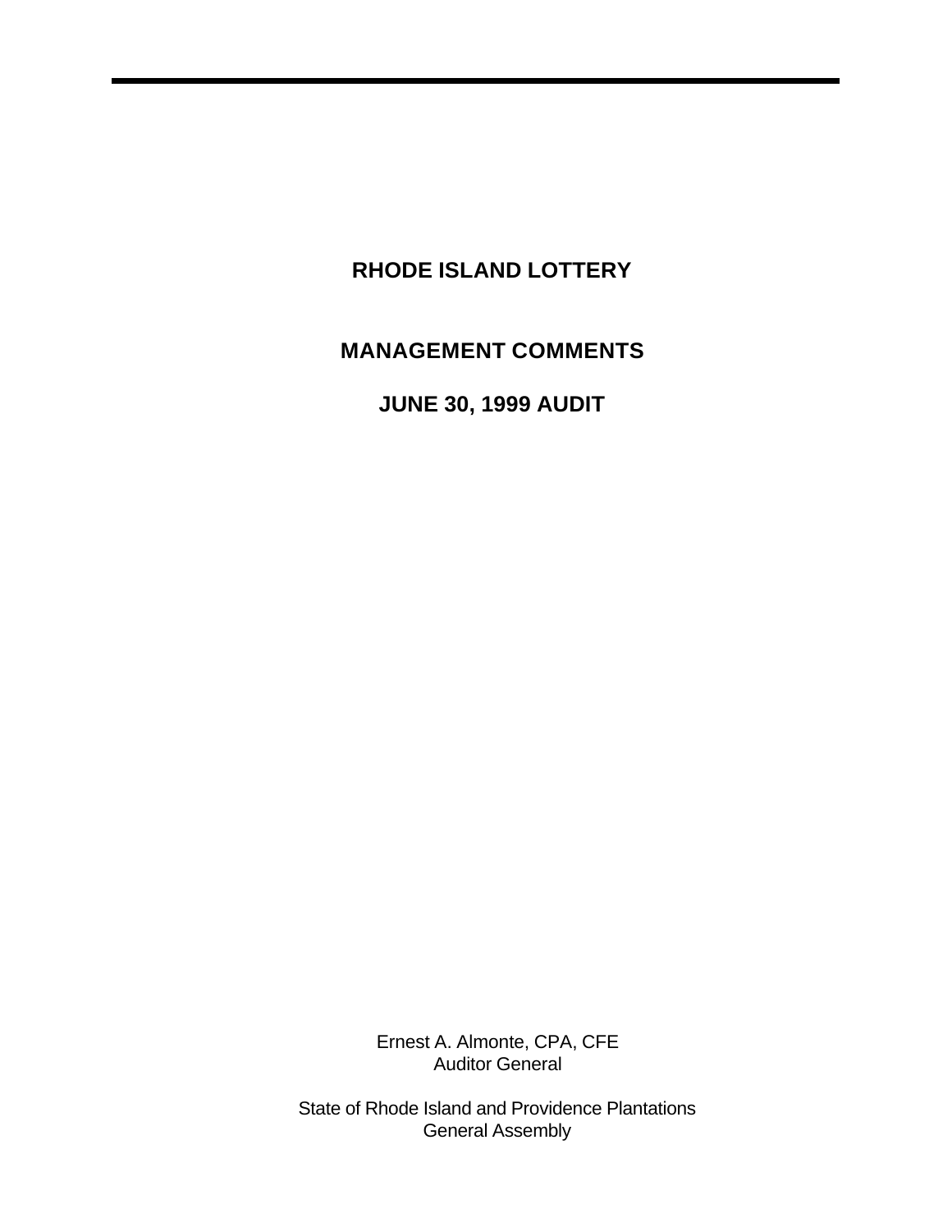# RHODE ISLAND LOTTERY

## MANAGEMENT COMMENTS

## JUNE 30, 1999 AUDIT

Ernest A. Almonte, CPA, CFE
Auditor General

State of Rhode Island and Providence Plantations
General Assembly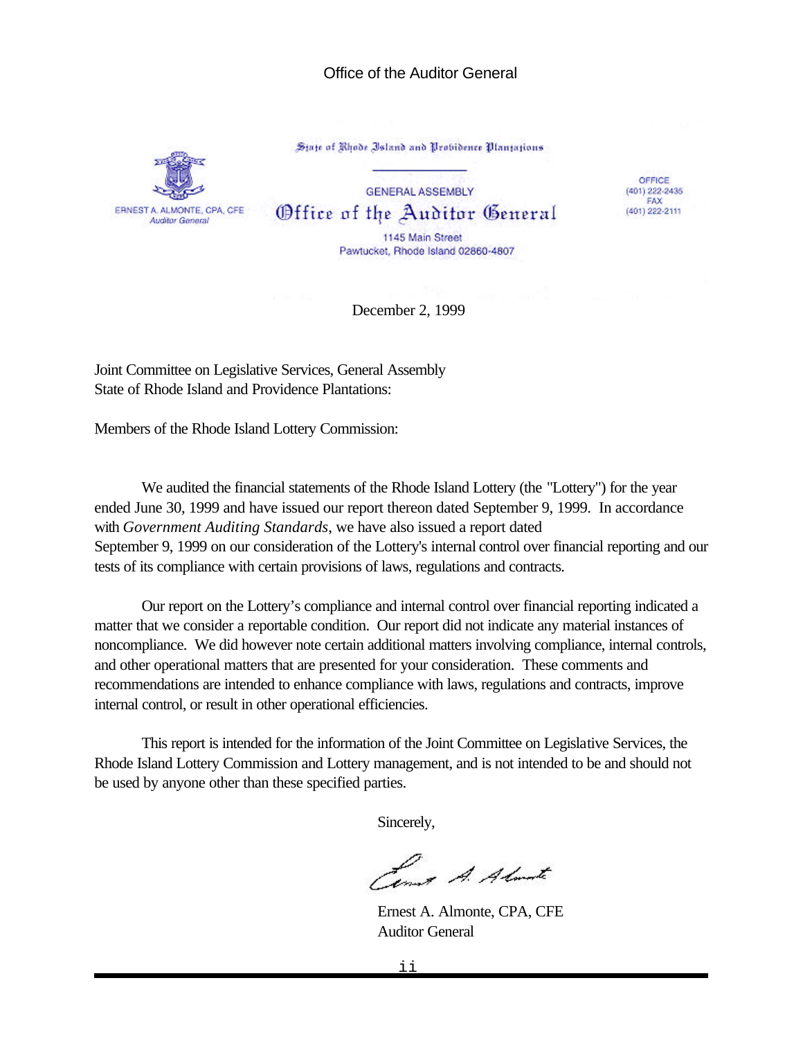Office of the Auditor General

State of Rhode Island and Providence Plantations

GENERAL ASSEMBLY

# Office of the Auditor General

ERNEST A. ALMONTE, CPA, CFE
*Auditor General*

1145 Main Street
Pawtucket, Rhode Island 02860-4807

OFFICE
(401) 222-2435
FAX
(401) 222-2111

December 2, 1999

Joint Committee on Legislative Services, General Assembly
State of Rhode Island and Providence Plantations:

Members of the Rhode Island Lottery Commission:

We audited the financial statements of the Rhode Island Lottery (the "Lottery") for the year ended June 30, 1999 and have issued our report thereon dated September 9, 1999. In accordance with *Government Auditing Standards*, we have also issued a report dated September 9, 1999 on our consideration of the Lottery's internal control over financial reporting and our tests of its compliance with certain provisions of laws, regulations and contracts.

Our report on the Lottery's compliance and internal control over financial reporting indicated a matter that we consider a reportable condition. Our report did not indicate any material instances of noncompliance. We did however note certain additional matters involving compliance, internal controls, and other operational matters that are presented for your consideration. These comments and recommendations are intended to enhance compliance with laws, regulations and contracts, improve internal control, or result in other operational efficiencies.

This report is intended for the information of the Joint Committee on Legislative Services, the Rhode Island Lottery Commission and Lottery management, and is not intended to be and should not be used by anyone other than these specified parties.

Sincerely,

Ernest A. Almonte, CPA, CFE
Auditor General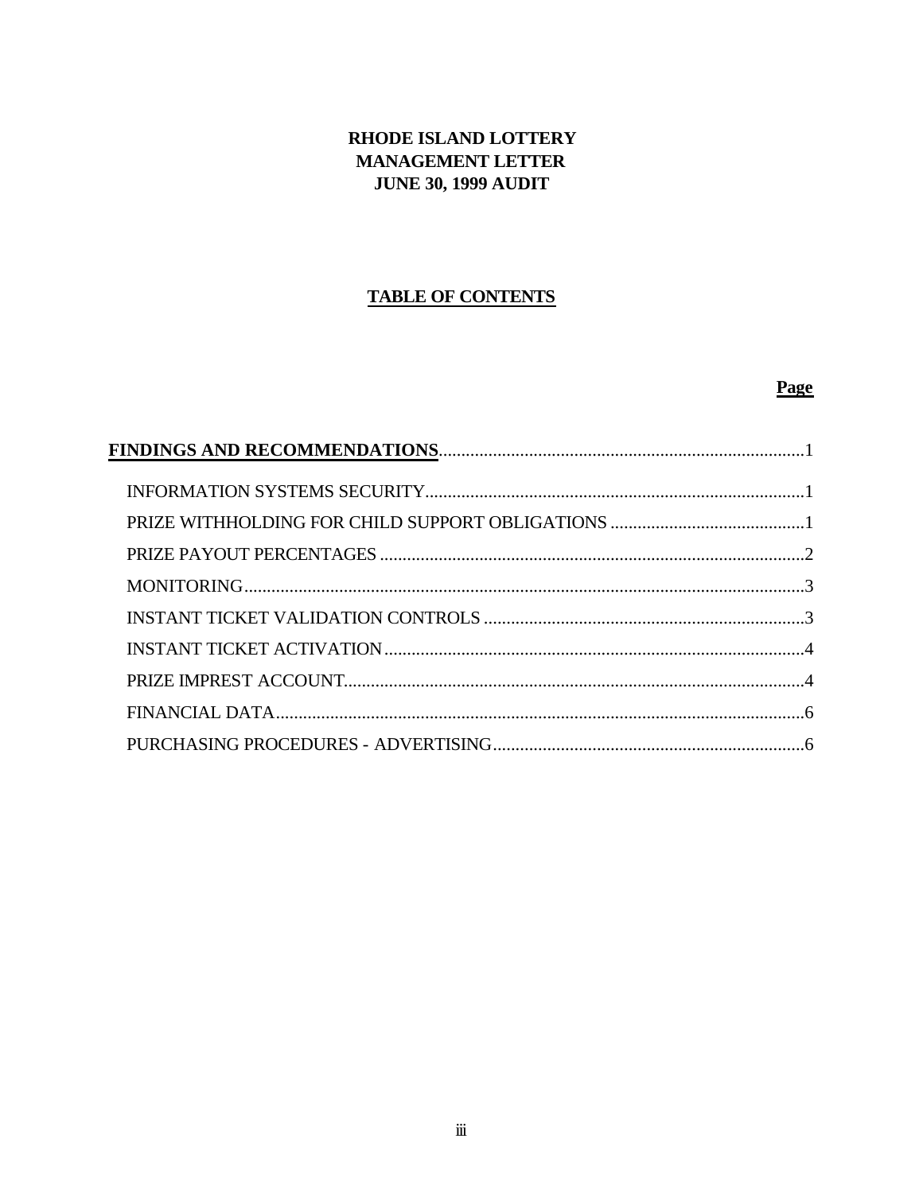**RHODE ISLAND LOTTERY**
**MANAGEMENT LETTER**
**JUNE 30, 1999 AUDIT**

## TABLE OF CONTENTS

| | Page |
|---|---|
| **FINDINGS AND RECOMMENDATIONS** | 1 |
| INFORMATION SYSTEMS SECURITY | 1 |
| PRIZE WITHHOLDING FOR CHILD SUPPORT OBLIGATIONS | 1 |
| PRIZE PAYOUT PERCENTAGES | 2 |
| MONITORING | 3 |
| INSTANT TICKET VALIDATION CONTROLS | 3 |
| INSTANT TICKET ACTIVATION | 4 |
| PRIZE IMPREST ACCOUNT | 4 |
| FINANCIAL DATA | 6 |
| PURCHASING PROCEDURES - ADVERTISING | 6 |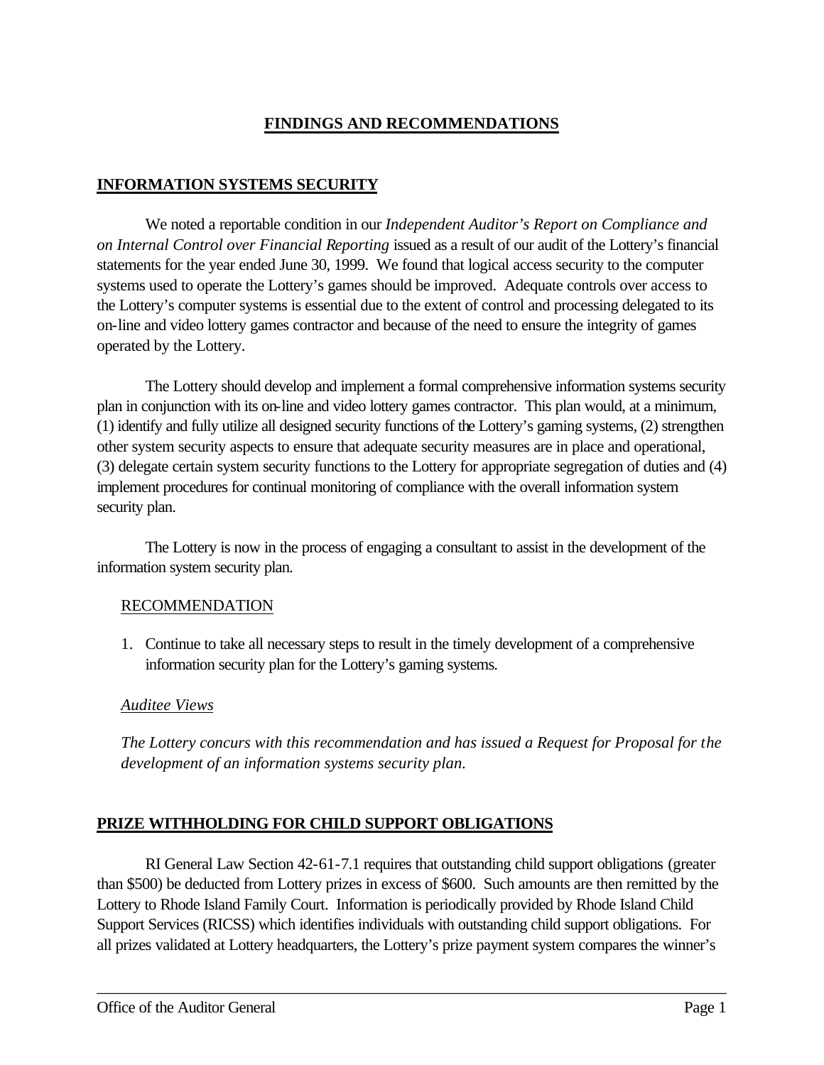# FINDINGS AND RECOMMENDATIONS

## INFORMATION SYSTEMS SECURITY

We noted a reportable condition in our *Independent Auditor's Report on Compliance and on Internal Control over Financial Reporting* issued as a result of our audit of the Lottery's financial statements for the year ended June 30, 1999. We found that logical access security to the computer systems used to operate the Lottery's games should be improved. Adequate controls over access to the Lottery's computer systems is essential due to the extent of control and processing delegated to its on-line and video lottery games contractor and because of the need to ensure the integrity of games operated by the Lottery.

The Lottery should develop and implement a formal comprehensive information systems security plan in conjunction with its on-line and video lottery games contractor. This plan would, at a minimum, (1) identify and fully utilize all designed security functions of the Lottery's gaming systems, (2) strengthen other system security aspects to ensure that adequate security measures are in place and operational, (3) delegate certain system security functions to the Lottery for appropriate segregation of duties and (4) implement procedures for continual monitoring of compliance with the overall information system security plan.

The Lottery is now in the process of engaging a consultant to assist in the development of the information system security plan.

RECOMMENDATION

1. Continue to take all necessary steps to result in the timely development of a comprehensive information security plan for the Lottery's gaming systems.

*Auditee Views*

*The Lottery concurs with this recommendation and has issued a Request for Proposal for the development of an information systems security plan.*

## PRIZE WITHHOLDING FOR CHILD SUPPORT OBLIGATIONS

RI General Law Section 42-61-7.1 requires that outstanding child support obligations (greater than $500) be deducted from Lottery prizes in excess of $600. Such amounts are then remitted by the Lottery to Rhode Island Family Court. Information is periodically provided by Rhode Island Child Support Services (RICSS) which identifies individuals with outstanding child support obligations. For all prizes validated at Lottery headquarters, the Lottery's prize payment system compares the winner's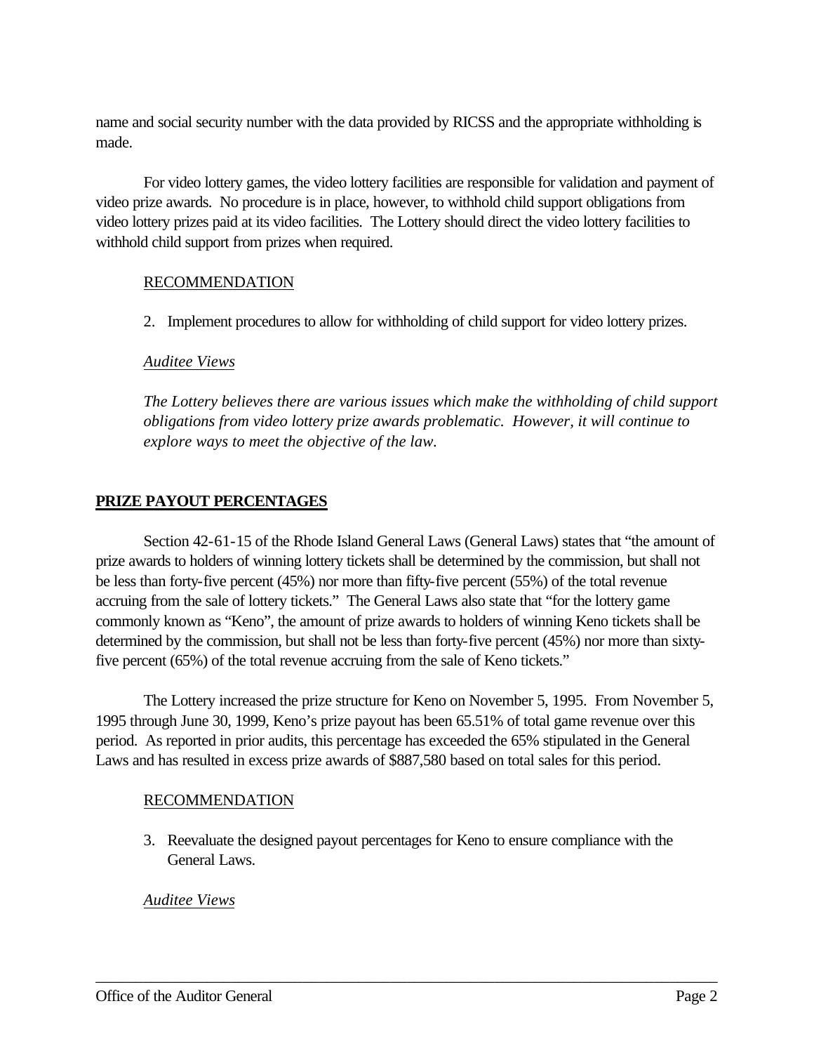name and social security number with the data provided by RICSS and the appropriate withholding is made.

For video lottery games, the video lottery facilities are responsible for validation and payment of video prize awards. No procedure is in place, however, to withhold child support obligations from video lottery prizes paid at its video facilities. The Lottery should direct the video lottery facilities to withhold child support from prizes when required.

<u>RECOMMENDATION</u>

2. Implement procedures to allow for withholding of child support for video lottery prizes.

*<u>Auditee Views</u>*

*The Lottery believes there are various issues which make the withholding of child support obligations from video lottery prize awards problematic. However, it will continue to explore ways to meet the objective of the law.*

## **PRIZE PAYOUT PERCENTAGES**

Section 42-61-15 of the Rhode Island General Laws (General Laws) states that "the amount of prize awards to holders of winning lottery tickets shall be determined by the commission, but shall not be less than forty-five percent (45%) nor more than fifty-five percent (55%) of the total revenue accruing from the sale of lottery tickets." The General Laws also state that "for the lottery game commonly known as "Keno", the amount of prize awards to holders of winning Keno tickets shall be determined by the commission, but shall not be less than forty-five percent (45%) nor more than sixty-five percent (65%) of the total revenue accruing from the sale of Keno tickets."

The Lottery increased the prize structure for Keno on November 5, 1995. From November 5, 1995 through June 30, 1999, Keno's prize payout has been 65.51% of total game revenue over this period. As reported in prior audits, this percentage has exceeded the 65% stipulated in the General Laws and has resulted in excess prize awards of $887,580 based on total sales for this period.

<u>RECOMMENDATION</u>

3. Reevaluate the designed payout percentages for Keno to ensure compliance with the General Laws.

*<u>Auditee Views</u>*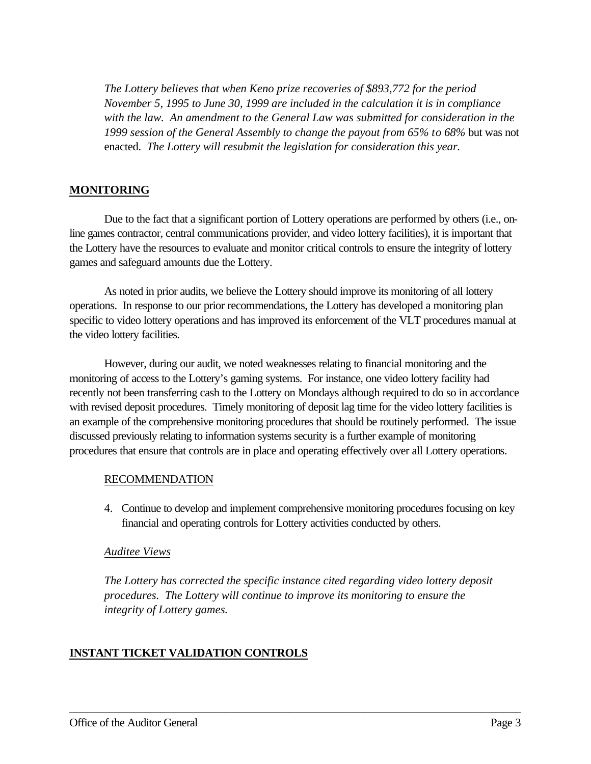*The Lottery believes that when Keno prize recoveries of $893,772 for the period November 5, 1995 to June 30, 1999 are included in the calculation it is in compliance with the law. An amendment to the General Law was submitted for consideration in the 1999 session of the General Assembly to change the payout from 65% to 68%* but was not enacted. *The Lottery will resubmit the legislation for consideration this year.*

## MONITORING

Due to the fact that a significant portion of Lottery operations are performed by others (i.e., on-line games contractor, central communications provider, and video lottery facilities), it is important that the Lottery have the resources to evaluate and monitor critical controls to ensure the integrity of lottery games and safeguard amounts due the Lottery.

As noted in prior audits, we believe the Lottery should improve its monitoring of all lottery operations. In response to our prior recommendations, the Lottery has developed a monitoring plan specific to video lottery operations and has improved its enforcement of the VLT procedures manual at the video lottery facilities.

However, during our audit, we noted weaknesses relating to financial monitoring and the monitoring of access to the Lottery's gaming systems. For instance, one video lottery facility had recently not been transferring cash to the Lottery on Mondays although required to do so in accordance with revised deposit procedures. Timely monitoring of deposit lag time for the video lottery facilities is an example of the comprehensive monitoring procedures that should be routinely performed. The issue discussed previously relating to information systems security is a further example of monitoring procedures that ensure that controls are in place and operating effectively over all Lottery operations.

RECOMMENDATION

4. Continue to develop and implement comprehensive monitoring procedures focusing on key financial and operating controls for Lottery activities conducted by others.

*Auditee Views*

*The Lottery has corrected the specific instance cited regarding video lottery deposit procedures. The Lottery will continue to improve its monitoring to ensure the integrity of Lottery games.*

## INSTANT TICKET VALIDATION CONTROLS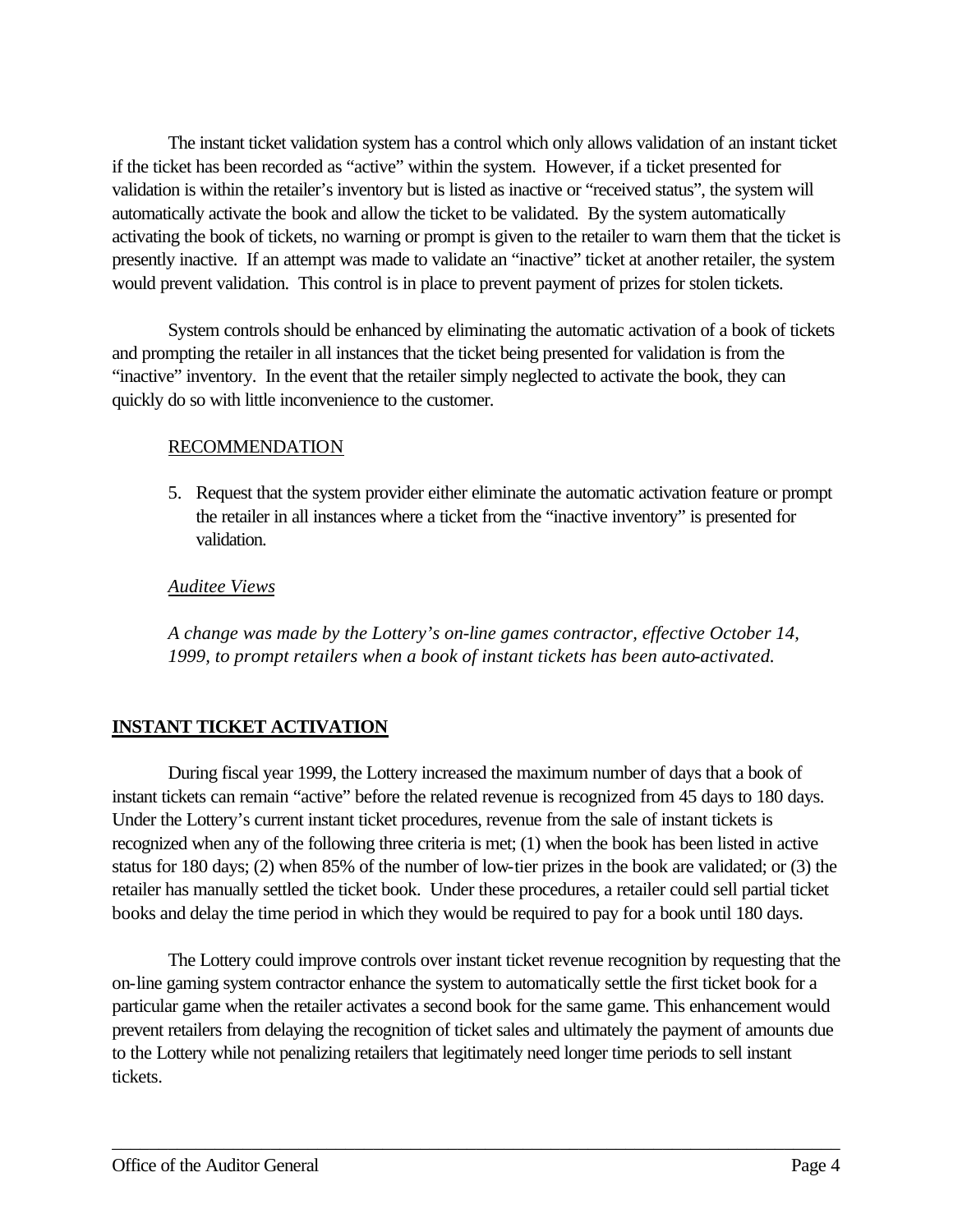The instant ticket validation system has a control which only allows validation of an instant ticket if the ticket has been recorded as "active" within the system. However, if a ticket presented for validation is within the retailer's inventory but is listed as inactive or "received status", the system will automatically activate the book and allow the ticket to be validated. By the system automatically activating the book of tickets, no warning or prompt is given to the retailer to warn them that the ticket is presently inactive. If an attempt was made to validate an "inactive" ticket at another retailer, the system would prevent validation. This control is in place to prevent payment of prizes for stolen tickets.

System controls should be enhanced by eliminating the automatic activation of a book of tickets and prompting the retailer in all instances that the ticket being presented for validation is from the "inactive" inventory. In the event that the retailer simply neglected to activate the book, they can quickly do so with little inconvenience to the customer.

<u>RECOMMENDATION</u>

5. Request that the system provider either eliminate the automatic activation feature or prompt the retailer in all instances where a ticket from the "inactive inventory" is presented for validation.

*<u>Auditee Views</u>*

*A change was made by the Lottery's on-line games contractor, effective October 14, 1999, to prompt retailers when a book of instant tickets has been auto-activated.*

## INSTANT TICKET ACTIVATION

During fiscal year 1999, the Lottery increased the maximum number of days that a book of instant tickets can remain "active" before the related revenue is recognized from 45 days to 180 days. Under the Lottery's current instant ticket procedures, revenue from the sale of instant tickets is recognized when any of the following three criteria is met; (1) when the book has been listed in active status for 180 days; (2) when 85% of the number of low-tier prizes in the book are validated; or (3) the retailer has manually settled the ticket book. Under these procedures, a retailer could sell partial ticket books and delay the time period in which they would be required to pay for a book until 180 days.

The Lottery could improve controls over instant ticket revenue recognition by requesting that the on-line gaming system contractor enhance the system to automatically settle the first ticket book for a particular game when the retailer activates a second book for the same game. This enhancement would prevent retailers from delaying the recognition of ticket sales and ultimately the payment of amounts due to the Lottery while not penalizing retailers that legitimately need longer time periods to sell instant tickets.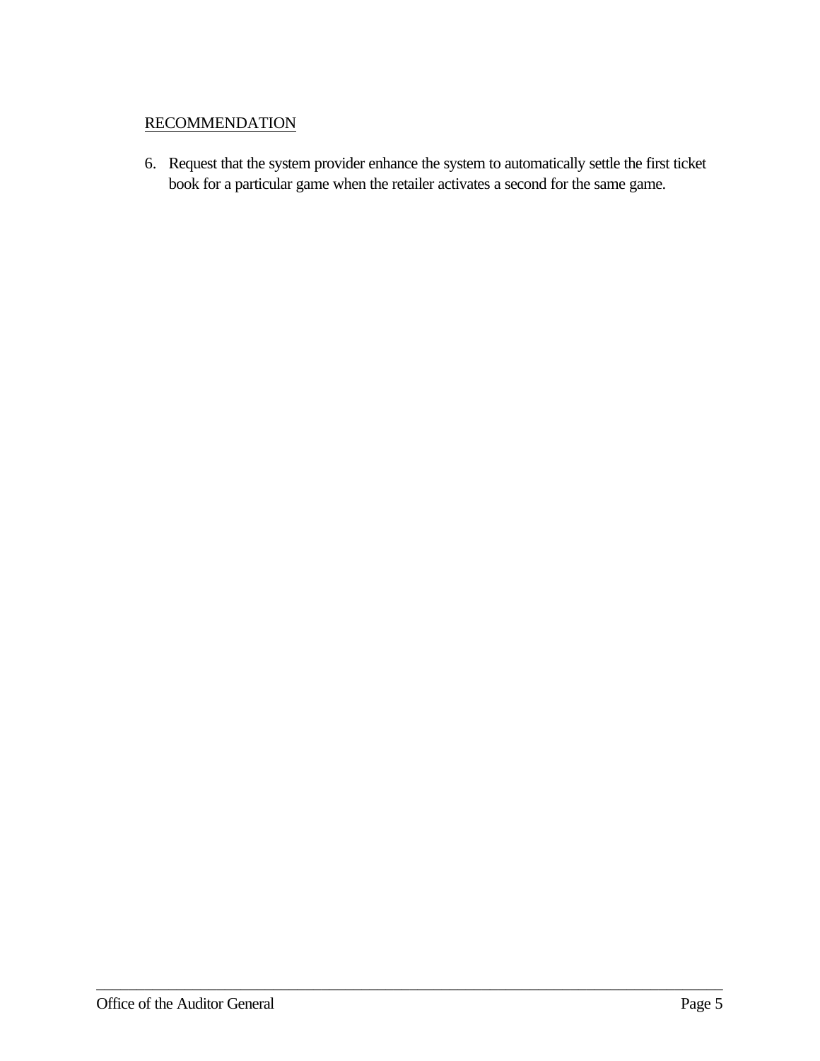RECOMMENDATION

6. Request that the system provider enhance the system to automatically settle the first ticket book for a particular game when the retailer activates a second for the same game.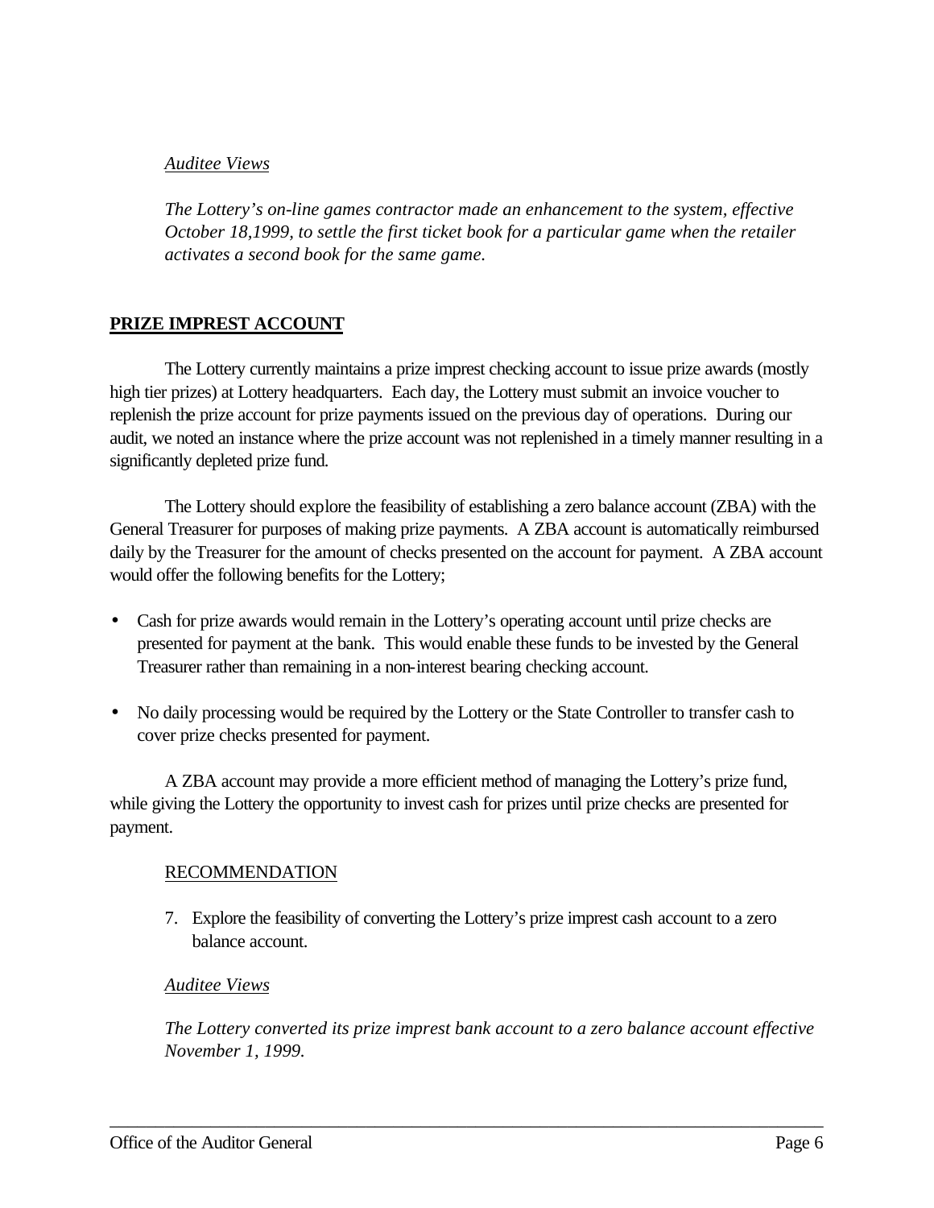*Auditee Views*

*The Lottery's on-line games contractor made an enhancement to the system, effective October 18,1999, to settle the first ticket book for a particular game when the retailer activates a second book for the same game.*

## PRIZE IMPREST ACCOUNT

The Lottery currently maintains a prize imprest checking account to issue prize awards (mostly high tier prizes) at Lottery headquarters. Each day, the Lottery must submit an invoice voucher to replenish the prize account for prize payments issued on the previous day of operations. During our audit, we noted an instance where the prize account was not replenished in a timely manner resulting in a significantly depleted prize fund.

The Lottery should explore the feasibility of establishing a zero balance account (ZBA) with the General Treasurer for purposes of making prize payments. A ZBA account is automatically reimbursed daily by the Treasurer for the amount of checks presented on the account for payment. A ZBA account would offer the following benefits for the Lottery;

- Cash for prize awards would remain in the Lottery's operating account until prize checks are presented for payment at the bank. This would enable these funds to be invested by the General Treasurer rather than remaining in a non-interest bearing checking account.
- No daily processing would be required by the Lottery or the State Controller to transfer cash to cover prize checks presented for payment.

A ZBA account may provide a more efficient method of managing the Lottery's prize fund, while giving the Lottery the opportunity to invest cash for prizes until prize checks are presented for payment.

RECOMMENDATION

7. Explore the feasibility of converting the Lottery's prize imprest cash account to a zero balance account.

*Auditee Views*

*The Lottery converted its prize imprest bank account to a zero balance account effective November 1, 1999.*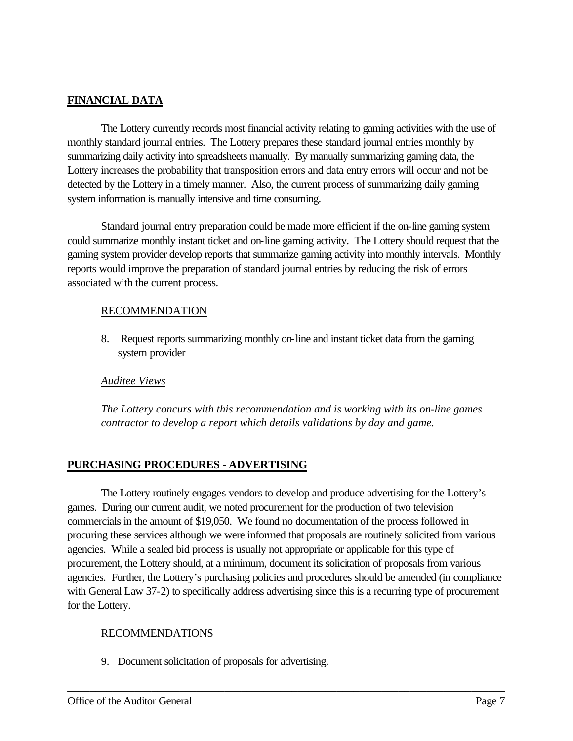## FINANCIAL DATA

The Lottery currently records most financial activity relating to gaming activities with the use of monthly standard journal entries. The Lottery prepares these standard journal entries monthly by summarizing daily activity into spreadsheets manually. By manually summarizing gaming data, the Lottery increases the probability that transposition errors and data entry errors will occur and not be detected by the Lottery in a timely manner. Also, the current process of summarizing daily gaming system information is manually intensive and time consuming.

Standard journal entry preparation could be made more efficient if the on-line gaming system could summarize monthly instant ticket and on-line gaming activity. The Lottery should request that the gaming system provider develop reports that summarize gaming activity into monthly intervals. Monthly reports would improve the preparation of standard journal entries by reducing the risk of errors associated with the current process.

RECOMMENDATION

8. Request reports summarizing monthly on-line and instant ticket data from the gaming system provider

*Auditee Views*

*The Lottery concurs with this recommendation and is working with its on-line games contractor to develop a report which details validations by day and game.*

## PURCHASING PROCEDURES - ADVERTISING

The Lottery routinely engages vendors to develop and produce advertising for the Lottery's games. During our current audit, we noted procurement for the production of two television commercials in the amount of $19,050. We found no documentation of the process followed in procuring these services although we were informed that proposals are routinely solicited from various agencies. While a sealed bid process is usually not appropriate or applicable for this type of procurement, the Lottery should, at a minimum, document its solicitation of proposals from various agencies. Further, the Lottery's purchasing policies and procedures should be amended (in compliance with General Law 37-2) to specifically address advertising since this is a recurring type of procurement for the Lottery.

RECOMMENDATIONS

9. Document solicitation of proposals for advertising.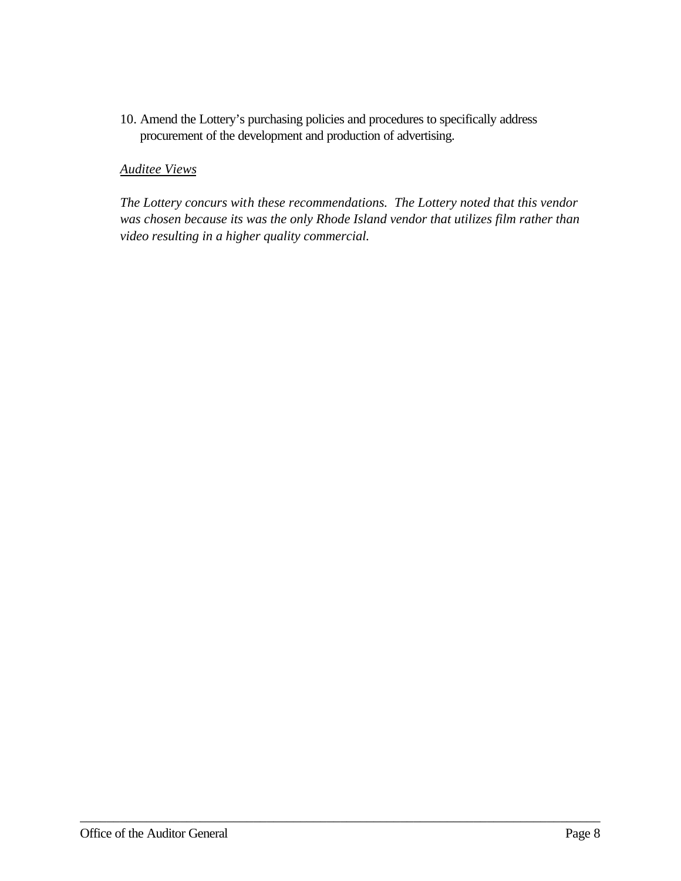10. Amend the Lottery's purchasing policies and procedures to specifically address procurement of the development and production of advertising.

*<u>Auditee Views</u>*

*The Lottery concurs with these recommendations. The Lottery noted that this vendor was chosen because its was the only Rhode Island vendor that utilizes film rather than video resulting in a higher quality commercial.*